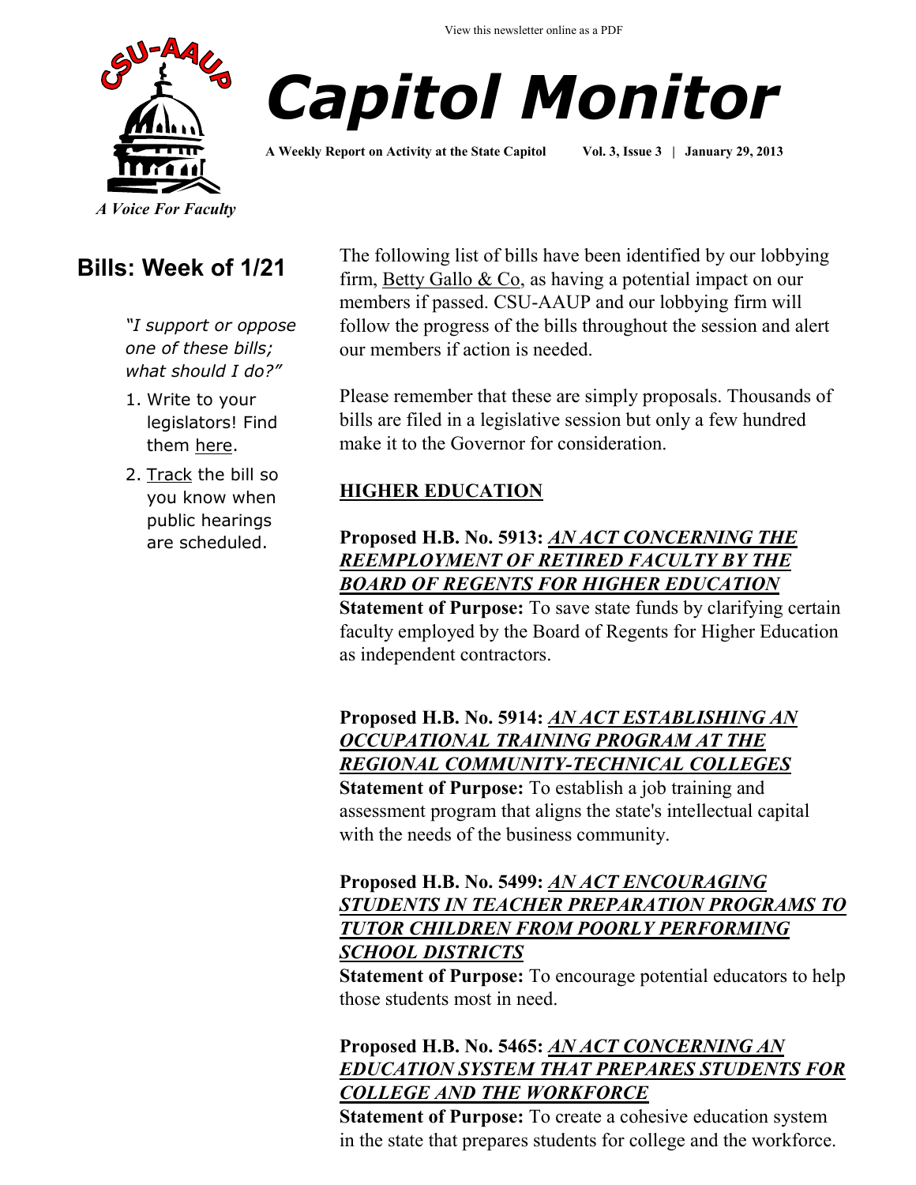View this newsletter online as a PDF

CSU-AAUP

*A Voice For Faculty*

# Capitol Monitor

**A Weekly Report on Activity at the State Capitol Vol. 3, Issue 3 | January 29, 2013**

## Bills: Week of 1/21

*"I support or oppose one of these bills; what should I do?"*

1. Write to your legislators! Find them here.
2. Track the bill so you know when public hearings are scheduled.

The following list of bills have been identified by our lobbying firm, Betty Gallo & Co, as having a potential impact on our members if passed. CSU-AAUP and our lobbying firm will follow the progress of the bills throughout the session and alert our members if action is needed.

Please remember that these are simply proposals. Thousands of bills are filed in a legislative session but only a few hundred make it to the Governor for consideration.

### HIGHER EDUCATION

**Proposed H.B. No. 5913:** ***AN ACT CONCERNING THE REEMPLOYMENT OF RETIRED FACULTY BY THE BOARD OF REGENTS FOR HIGHER EDUCATION***
**Statement of Purpose:** To save state funds by clarifying certain faculty employed by the Board of Regents for Higher Education as independent contractors.

**Proposed H.B. No. 5914:** ***AN ACT ESTABLISHING AN OCCUPATIONAL TRAINING PROGRAM AT THE REGIONAL COMMUNITY-TECHNICAL COLLEGES***
**Statement of Purpose:** To establish a job training and assessment program that aligns the state's intellectual capital with the needs of the business community.

**Proposed H.B. No. 5499:** ***AN ACT ENCOURAGING STUDENTS IN TEACHER PREPARATION PROGRAMS TO TUTOR CHILDREN FROM POORLY PERFORMING SCHOOL DISTRICTS***
**Statement of Purpose:** To encourage potential educators to help those students most in need.

**Proposed H.B. No. 5465:** ***AN ACT CONCERNING AN EDUCATION SYSTEM THAT PREPARES STUDENTS FOR COLLEGE AND THE WORKFORCE***
**Statement of Purpose:** To create a cohesive education system in the state that prepares students for college and the workforce.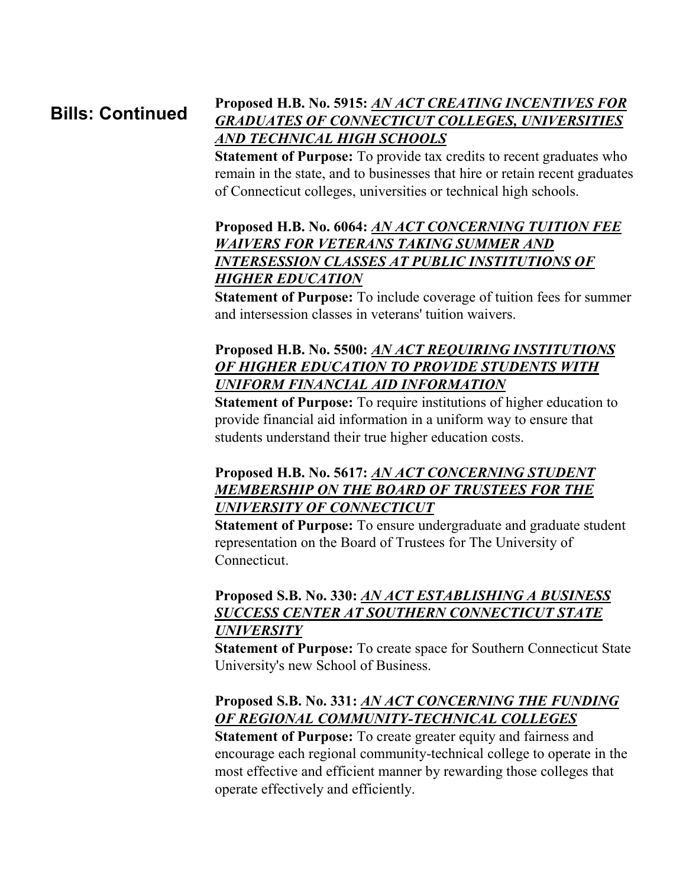## Bills: Continued

**Proposed H.B. No. 5915:** ***AN ACT CREATING INCENTIVES FOR GRADUATES OF CONNECTICUT COLLEGES, UNIVERSITIES AND TECHNICAL HIGH SCHOOLS***
**Statement of Purpose:** To provide tax credits to recent graduates who remain in the state, and to businesses that hire or retain recent graduates of Connecticut colleges, universities or technical high schools.

**Proposed H.B. No. 6064:** ***AN ACT CONCERNING TUITION FEE WAIVERS FOR VETERANS TAKING SUMMER AND INTERSESSION CLASSES AT PUBLIC INSTITUTIONS OF HIGHER EDUCATION***
**Statement of Purpose:** To include coverage of tuition fees for summer and intersession classes in veterans' tuition waivers.

**Proposed H.B. No. 5500:** ***AN ACT REQUIRING INSTITUTIONS OF HIGHER EDUCATION TO PROVIDE STUDENTS WITH UNIFORM FINANCIAL AID INFORMATION***
**Statement of Purpose:** To require institutions of higher education to provide financial aid information in a uniform way to ensure that students understand their true higher education costs.

**Proposed H.B. No. 5617:** ***AN ACT CONCERNING STUDENT MEMBERSHIP ON THE BOARD OF TRUSTEES FOR THE UNIVERSITY OF CONNECTICUT***
**Statement of Purpose:** To ensure undergraduate and graduate student representation on the Board of Trustees for The University of Connecticut.

**Proposed S.B. No. 330:** ***AN ACT ESTABLISHING A BUSINESS SUCCESS CENTER AT SOUTHERN CONNECTICUT STATE UNIVERSITY***
**Statement of Purpose:** To create space for Southern Connecticut State University's new School of Business.

**Proposed S.B. No. 331:** ***AN ACT CONCERNING THE FUNDING OF REGIONAL COMMUNITY-TECHNICAL COLLEGES***
**Statement of Purpose:** To create greater equity and fairness and encourage each regional community-technical college to operate in the most effective and efficient manner by rewarding those colleges that operate effectively and efficiently.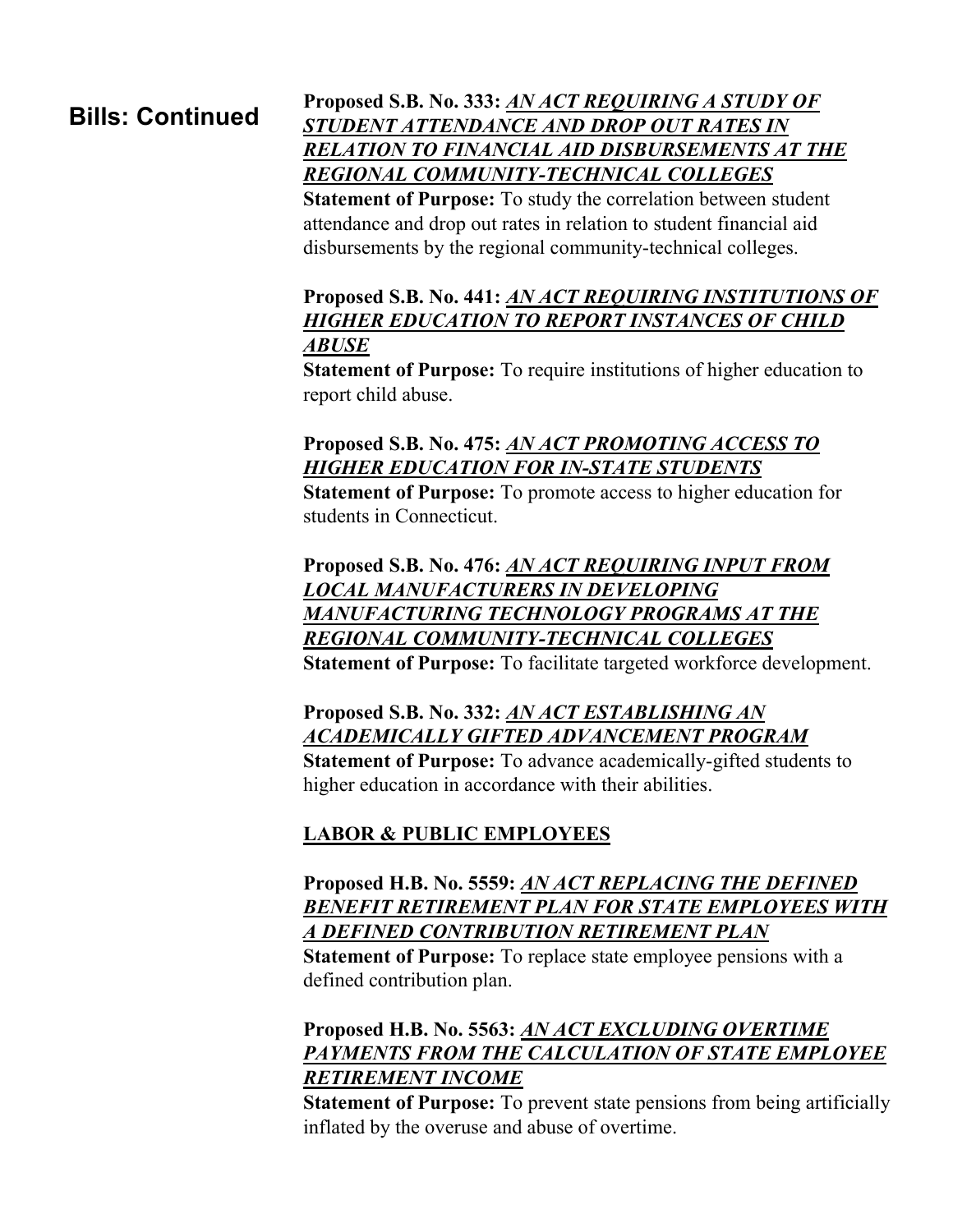## Bills: Continued

**Proposed S.B. No. 333:** ***AN ACT REQUIRING A STUDY OF STUDENT ATTENDANCE AND DROP OUT RATES IN RELATION TO FINANCIAL AID DISBURSEMENTS AT THE REGIONAL COMMUNITY-TECHNICAL COLLEGES***
**Statement of Purpose:** To study the correlation between student attendance and drop out rates in relation to student financial aid disbursements by the regional community-technical colleges.

**Proposed S.B. No. 441:** ***AN ACT REQUIRING INSTITUTIONS OF HIGHER EDUCATION TO REPORT INSTANCES OF CHILD ABUSE***
**Statement of Purpose:** To require institutions of higher education to report child abuse.

**Proposed S.B. No. 475:** ***AN ACT PROMOTING ACCESS TO HIGHER EDUCATION FOR IN-STATE STUDENTS***
**Statement of Purpose:** To promote access to higher education for students in Connecticut.

**Proposed S.B. No. 476:** ***AN ACT REQUIRING INPUT FROM LOCAL MANUFACTURERS IN DEVELOPING MANUFACTURING TECHNOLOGY PROGRAMS AT THE REGIONAL COMMUNITY-TECHNICAL COLLEGES***
**Statement of Purpose:** To facilitate targeted workforce development.

**Proposed S.B. No. 332:** ***AN ACT ESTABLISHING AN ACADEMICALLY GIFTED ADVANCEMENT PROGRAM***
**Statement of Purpose:** To advance academically-gifted students to higher education in accordance with their abilities.

### LABOR & PUBLIC EMPLOYEES

**Proposed H.B. No. 5559:** ***AN ACT REPLACING THE DEFINED BENEFIT RETIREMENT PLAN FOR STATE EMPLOYEES WITH A DEFINED CONTRIBUTION RETIREMENT PLAN***
**Statement of Purpose:** To replace state employee pensions with a defined contribution plan.

**Proposed H.B. No. 5563:** ***AN ACT EXCLUDING OVERTIME PAYMENTS FROM THE CALCULATION OF STATE EMPLOYEE RETIREMENT INCOME***
**Statement of Purpose:** To prevent state pensions from being artificially inflated by the overuse and abuse of overtime.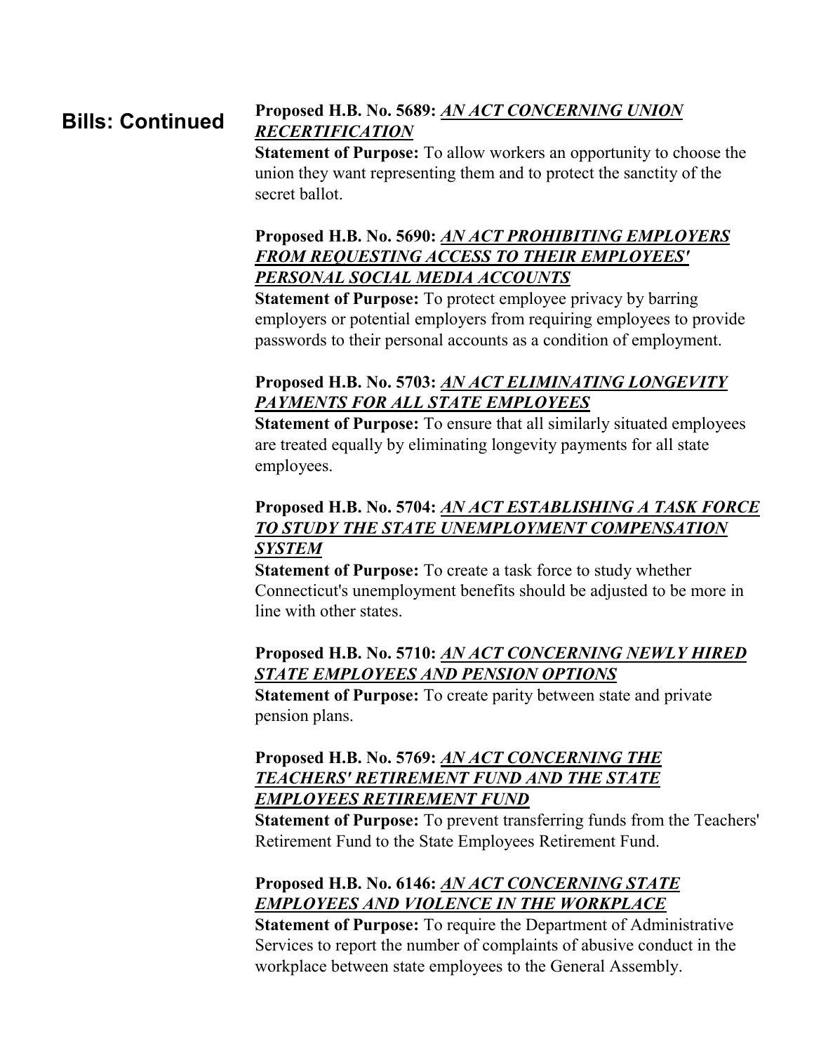## Bills: Continued

**Proposed H.B. No. 5689:** ***AN ACT CONCERNING UNION RECERTIFICATION***
**Statement of Purpose:** To allow workers an opportunity to choose the union they want representing them and to protect the sanctity of the secret ballot.

**Proposed H.B. No. 5690:** ***AN ACT PROHIBITING EMPLOYERS FROM REQUESTING ACCESS TO THEIR EMPLOYEES' PERSONAL SOCIAL MEDIA ACCOUNTS***
**Statement of Purpose:** To protect employee privacy by barring employers or potential employers from requiring employees to provide passwords to their personal accounts as a condition of employment.

**Proposed H.B. No. 5703:** ***AN ACT ELIMINATING LONGEVITY PAYMENTS FOR ALL STATE EMPLOYEES***
**Statement of Purpose:** To ensure that all similarly situated employees are treated equally by eliminating longevity payments for all state employees.

**Proposed H.B. No. 5704:** ***AN ACT ESTABLISHING A TASK FORCE TO STUDY THE STATE UNEMPLOYMENT COMPENSATION SYSTEM***
**Statement of Purpose:** To create a task force to study whether Connecticut's unemployment benefits should be adjusted to be more in line with other states.

**Proposed H.B. No. 5710:** ***AN ACT CONCERNING NEWLY HIRED STATE EMPLOYEES AND PENSION OPTIONS***
**Statement of Purpose:** To create parity between state and private pension plans.

**Proposed H.B. No. 5769:** ***AN ACT CONCERNING THE TEACHERS' RETIREMENT FUND AND THE STATE EMPLOYEES RETIREMENT FUND***
**Statement of Purpose:** To prevent transferring funds from the Teachers' Retirement Fund to the State Employees Retirement Fund.

**Proposed H.B. No. 6146:** ***AN ACT CONCERNING STATE EMPLOYEES AND VIOLENCE IN THE WORKPLACE***
**Statement of Purpose:** To require the Department of Administrative Services to report the number of complaints of abusive conduct in the workplace between state employees to the General Assembly.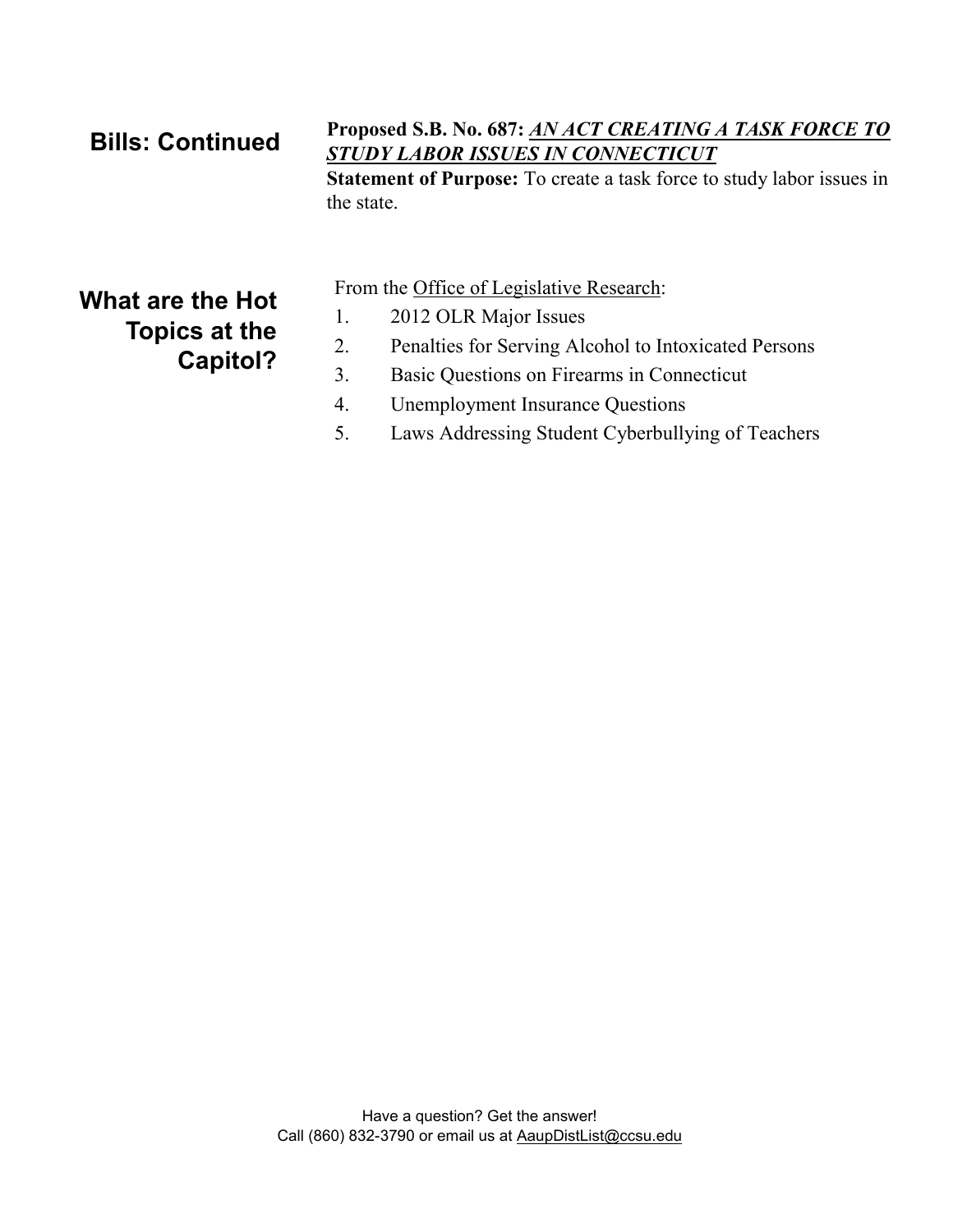## Bills: Continued

**Proposed S.B. No. 687:** ***AN ACT CREATING A TASK FORCE TO STUDY LABOR ISSUES IN CONNECTICUT***

**Statement of Purpose:** To create a task force to study labor issues in the state.

## What are the Hot Topics at the Capitol?

From the Office of Legislative Research:

1. 2012 OLR Major Issues
2. Penalties for Serving Alcohol to Intoxicated Persons
3. Basic Questions on Firearms in Connecticut
4. Unemployment Insurance Questions
5. Laws Addressing Student Cyberbullying of Teachers

Have a question? Get the answer!
Call (860) 832-3790 or email us at AaupDistList@ccsu.edu